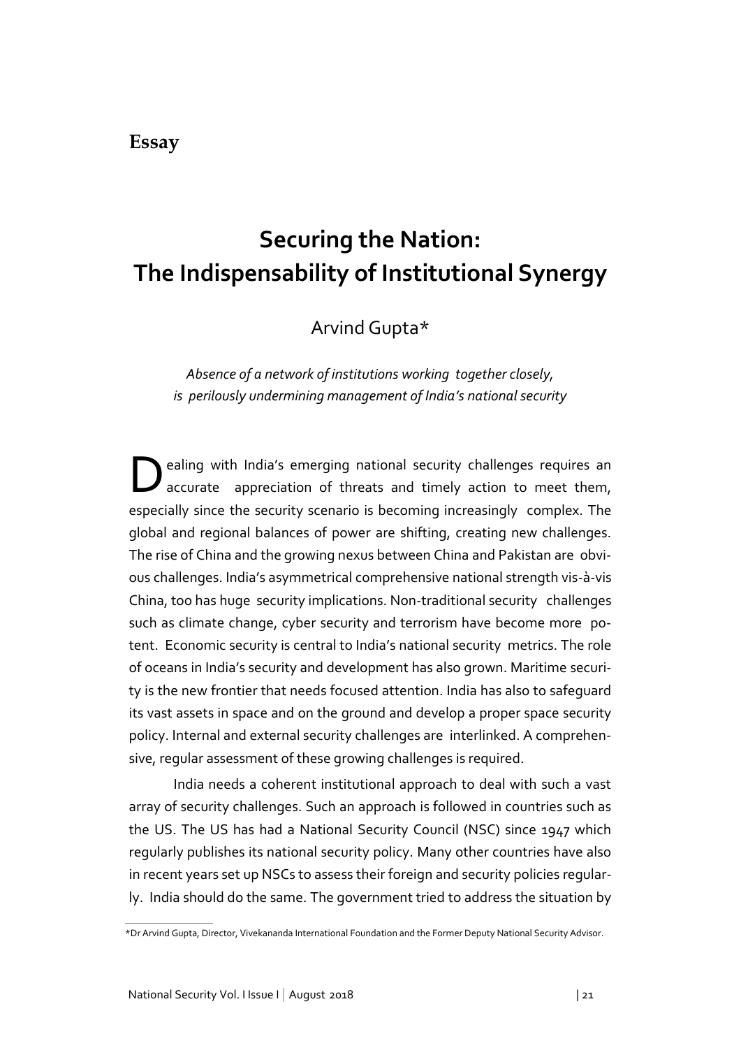**Essay**

# Securing the Nation: The Indispensability of Institutional Synergy

Arvind Gupta*

*Absence of a network of institutions working together closely, is perilously undermining management of India's national security*

Dealing with India's emerging national security challenges requires an accurate appreciation of threats and timely action to meet them, especially since the security scenario is becoming increasingly complex. The global and regional balances of power are shifting, creating new challenges. The rise of China and the growing nexus between China and Pakistan are obvious challenges. India's asymmetrical comprehensive national strength vis-à-vis China, too has huge security implications. Non-traditional security challenges such as climate change, cyber security and terrorism have become more potent. Economic security is central to India's national security metrics. The role of oceans in India's security and development has also grown. Maritime security is the new frontier that needs focused attention. India has also to safeguard its vast assets in space and on the ground and develop a proper space security policy. Internal and external security challenges are interlinked. A comprehensive, regular assessment of these growing challenges is required.

India needs a coherent institutional approach to deal with such a vast array of security challenges. Such an approach is followed in countries such as the US. The US has had a National Security Council (NSC) since 1947 which regularly publishes its national security policy. Many other countries have also in recent years set up NSCs to assess their foreign and security policies regularly. India should do the same. The government tried to address the situation by

*Dr Arvind Gupta, Director, Vivekananda International Foundation and the Former Deputy National Security Advisor.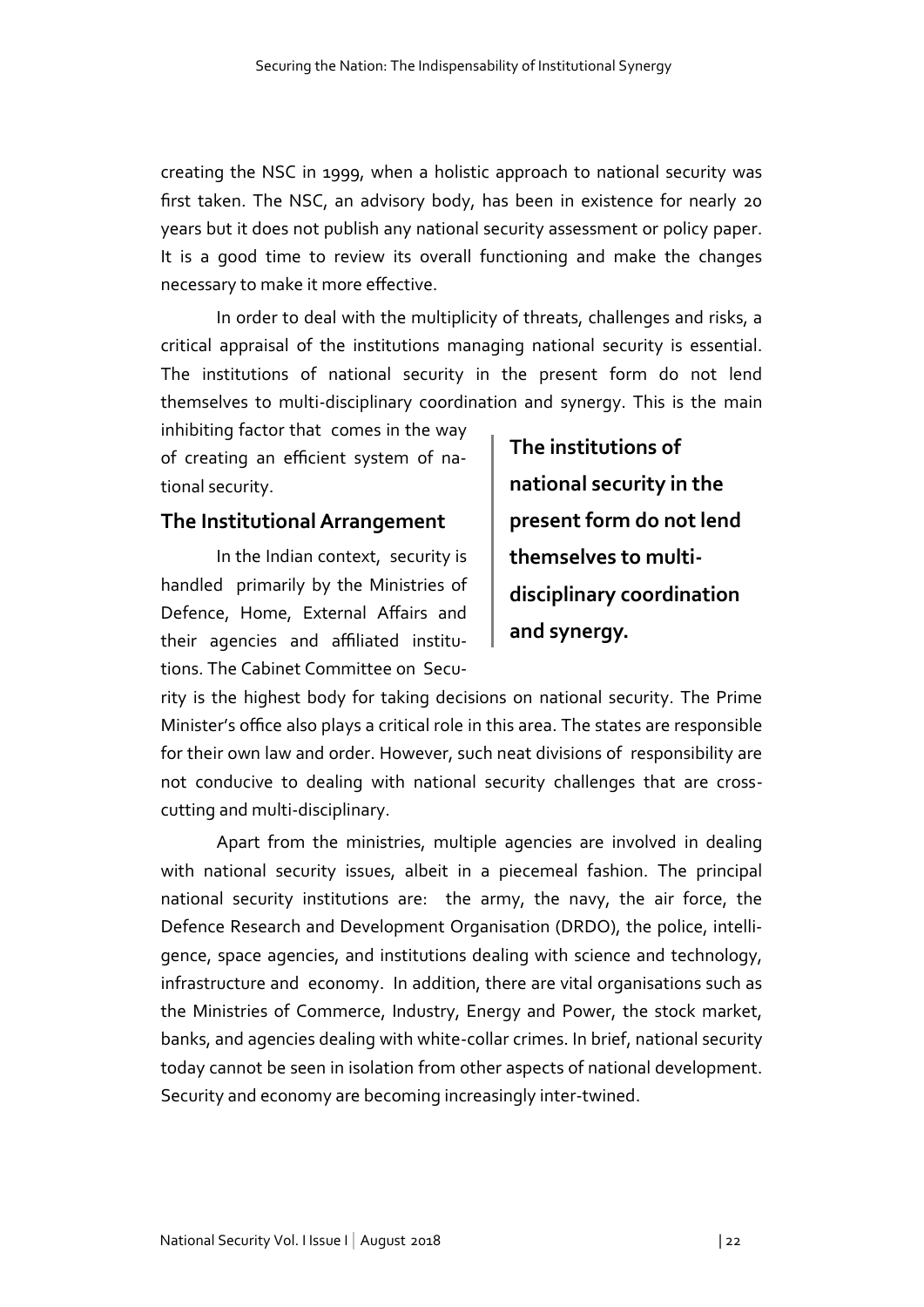creating the NSC in 1999, when a holistic approach to national security was first taken. The NSC, an advisory body, has been in existence for nearly 20 years but it does not publish any national security assessment or policy paper. It is a good time to review its overall functioning and make the changes necessary to make it more effective.

In order to deal with the multiplicity of threats, challenges and risks, a critical appraisal of the institutions managing national security is essential. The institutions of national security in the present form do not lend themselves to multi-disciplinary coordination and synergy. This is the main inhibiting factor that comes in the way of creating an efficient system of national security.

> **The institutions of national security in the present form do not lend themselves to multi-disciplinary coordination and synergy.**

## The Institutional Arrangement

In the Indian context, security is handled primarily by the Ministries of Defence, Home, External Affairs and their agencies and affiliated institutions. The Cabinet Committee on Security is the highest body for taking decisions on national security. The Prime Minister's office also plays a critical role in this area. The states are responsible for their own law and order. However, such neat divisions of responsibility are not conducive to dealing with national security challenges that are cross-cutting and multi-disciplinary.

Apart from the ministries, multiple agencies are involved in dealing with national security issues, albeit in a piecemeal fashion. The principal national security institutions are: the army, the navy, the air force, the Defence Research and Development Organisation (DRDO), the police, intelligence, space agencies, and institutions dealing with science and technology, infrastructure and economy. In addition, there are vital organisations such as the Ministries of Commerce, Industry, Energy and Power, the stock market, banks, and agencies dealing with white-collar crimes. In brief, national security today cannot be seen in isolation from other aspects of national development. Security and economy are becoming increasingly inter-twined.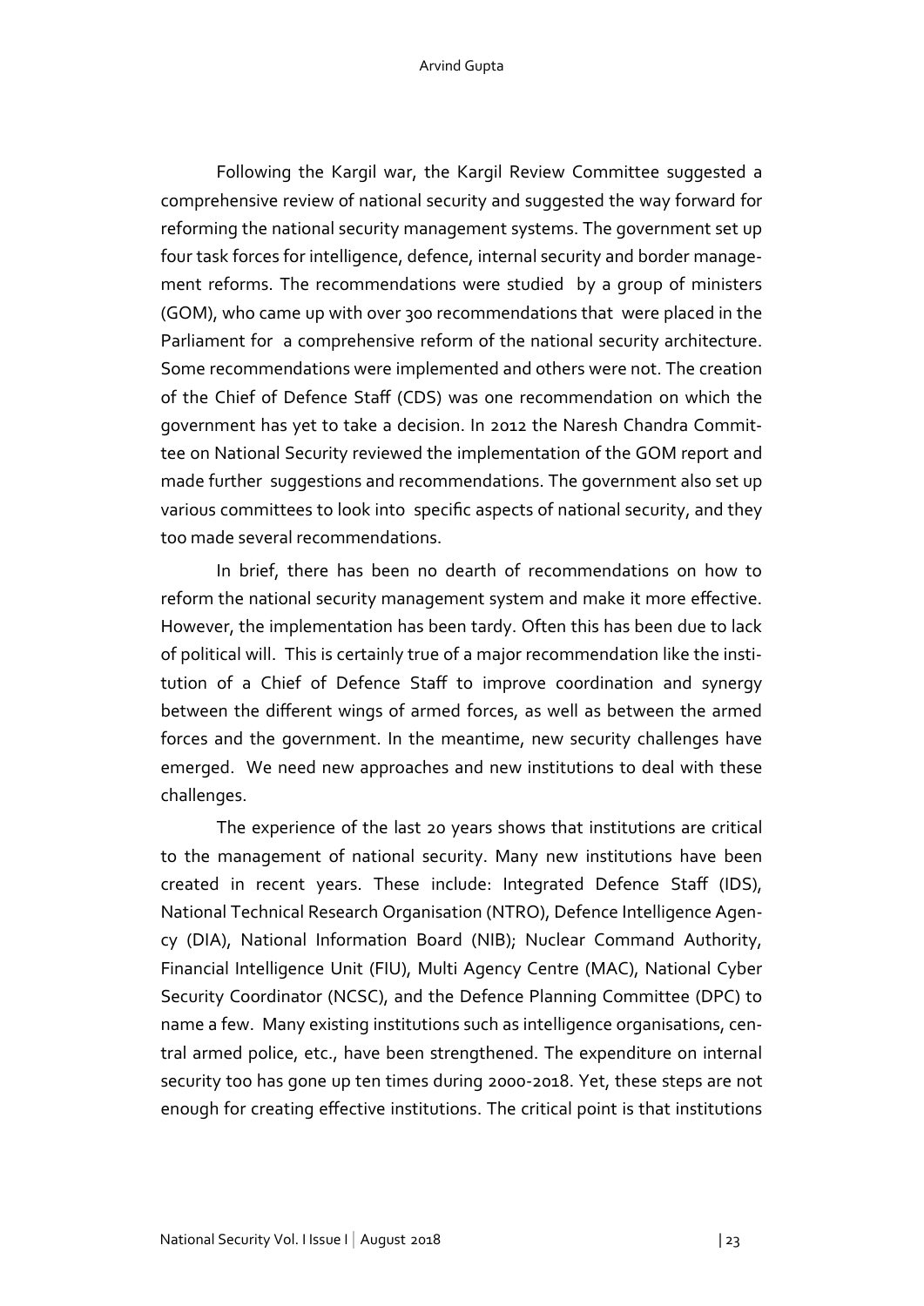Following the Kargil war, the Kargil Review Committee suggested a comprehensive review of national security and suggested the way forward for reforming the national security management systems. The government set up four task forces for intelligence, defence, internal security and border management reforms. The recommendations were studied by a group of ministers (GOM), who came up with over 300 recommendations that were placed in the Parliament for a comprehensive reform of the national security architecture. Some recommendations were implemented and others were not. The creation of the Chief of Defence Staff (CDS) was one recommendation on which the government has yet to take a decision. In 2012 the Naresh Chandra Committee on National Security reviewed the implementation of the GOM report and made further suggestions and recommendations. The government also set up various committees to look into specific aspects of national security, and they too made several recommendations.

In brief, there has been no dearth of recommendations on how to reform the national security management system and make it more effective. However, the implementation has been tardy. Often this has been due to lack of political will. This is certainly true of a major recommendation like the institution of a Chief of Defence Staff to improve coordination and synergy between the different wings of armed forces, as well as between the armed forces and the government. In the meantime, new security challenges have emerged. We need new approaches and new institutions to deal with these challenges.

The experience of the last 20 years shows that institutions are critical to the management of national security. Many new institutions have been created in recent years. These include: Integrated Defence Staff (IDS), National Technical Research Organisation (NTRO), Defence Intelligence Agency (DIA), National Information Board (NIB); Nuclear Command Authority, Financial Intelligence Unit (FIU), Multi Agency Centre (MAC), National Cyber Security Coordinator (NCSC), and the Defence Planning Committee (DPC) to name a few. Many existing institutions such as intelligence organisations, central armed police, etc., have been strengthened. The expenditure on internal security too has gone up ten times during 2000-2018. Yet, these steps are not enough for creating effective institutions. The critical point is that institutions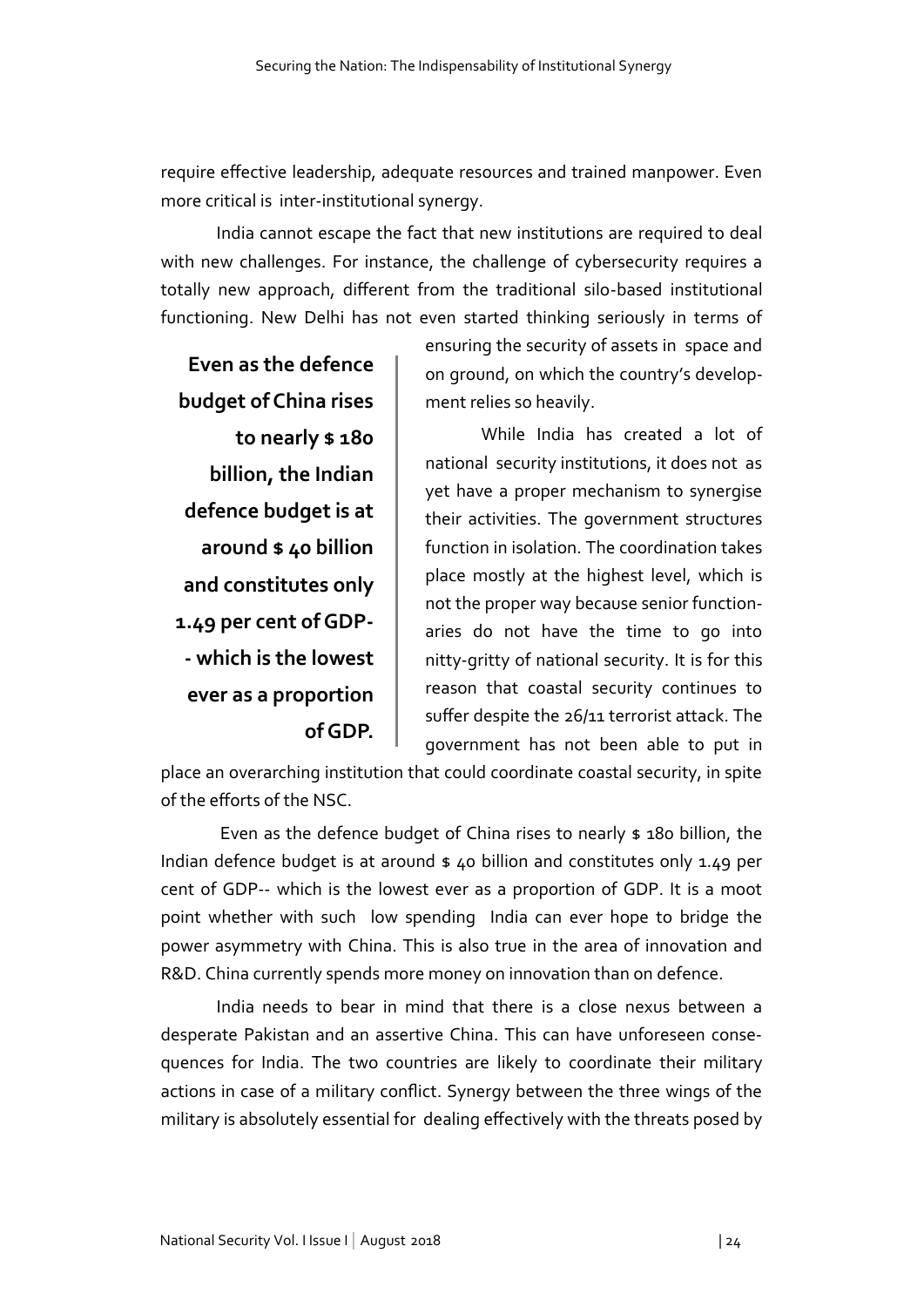require effective leadership, adequate resources and trained manpower. Even more critical is inter-institutional synergy.

India cannot escape the fact that new institutions are required to deal with new challenges. For instance, the challenge of cybersecurity requires a totally new approach, different from the traditional silo-based institutional functioning. New Delhi has not even started thinking seriously in terms of ensuring the security of assets in space and on ground, on which the country's development relies so heavily.

**Even as the defence budget of China rises to nearly $ 180 billion, the Indian defence budget is at around $ 40 billion and constitutes only 1.49 per cent of GDP-- which is the lowest ever as a proportion of GDP.**

While India has created a lot of national security institutions, it does not as yet have a proper mechanism to synergise their activities. The government structures function in isolation. The coordination takes place mostly at the highest level, which is not the proper way because senior functionaries do not have the time to go into nitty-gritty of national security. It is for this reason that coastal security continues to suffer despite the 26/11 terrorist attack. The government has not been able to put in place an overarching institution that could coordinate coastal security, in spite of the efforts of the NSC.

Even as the defence budget of China rises to nearly $ 180 billion, the Indian defence budget is at around $ 40 billion and constitutes only 1.49 per cent of GDP-- which is the lowest ever as a proportion of GDP. It is a moot point whether with such low spending India can ever hope to bridge the power asymmetry with China. This is also true in the area of innovation and R&D. China currently spends more money on innovation than on defence.

India needs to bear in mind that there is a close nexus between a desperate Pakistan and an assertive China. This can have unforeseen consequences for India. The two countries are likely to coordinate their military actions in case of a military conflict. Synergy between the three wings of the military is absolutely essential for dealing effectively with the threats posed by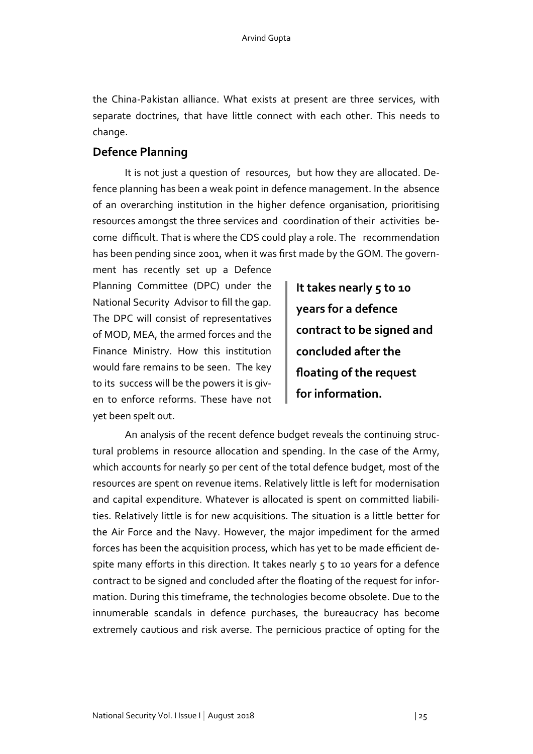the China-Pakistan alliance. What exists at present are three services, with separate doctrines, that have little connect with each other. This needs to change.

## Defence Planning

It is not just a question of resources, but how they are allocated. Defence planning has been a weak point in defence management. In the absence of an overarching institution in the higher defence organisation, prioritising resources amongst the three services and coordination of their activities become difficult. That is where the CDS could play a role. The recommendation has been pending since 2001, when it was first made by the GOM. The government has recently set up a Defence Planning Committee (DPC) under the National Security Advisor to fill the gap. The DPC will consist of representatives of MOD, MEA, the armed forces and the Finance Ministry. How this institution would fare remains to be seen. The key to its success will be the powers it is given to enforce reforms. These have not yet been spelt out.

> **It takes nearly 5 to 10 years for a defence contract to be signed and concluded after the floating of the request for information.**

An analysis of the recent defence budget reveals the continuing structural problems in resource allocation and spending. In the case of the Army, which accounts for nearly 50 per cent of the total defence budget, most of the resources are spent on revenue items. Relatively little is left for modernisation and capital expenditure. Whatever is allocated is spent on committed liabilities. Relatively little is for new acquisitions. The situation is a little better for the Air Force and the Navy. However, the major impediment for the armed forces has been the acquisition process, which has yet to be made efficient despite many efforts in this direction. It takes nearly 5 to 10 years for a defence contract to be signed and concluded after the floating of the request for information. During this timeframe, the technologies become obsolete. Due to the innumerable scandals in defence purchases, the bureaucracy has become extremely cautious and risk averse. The pernicious practice of opting for the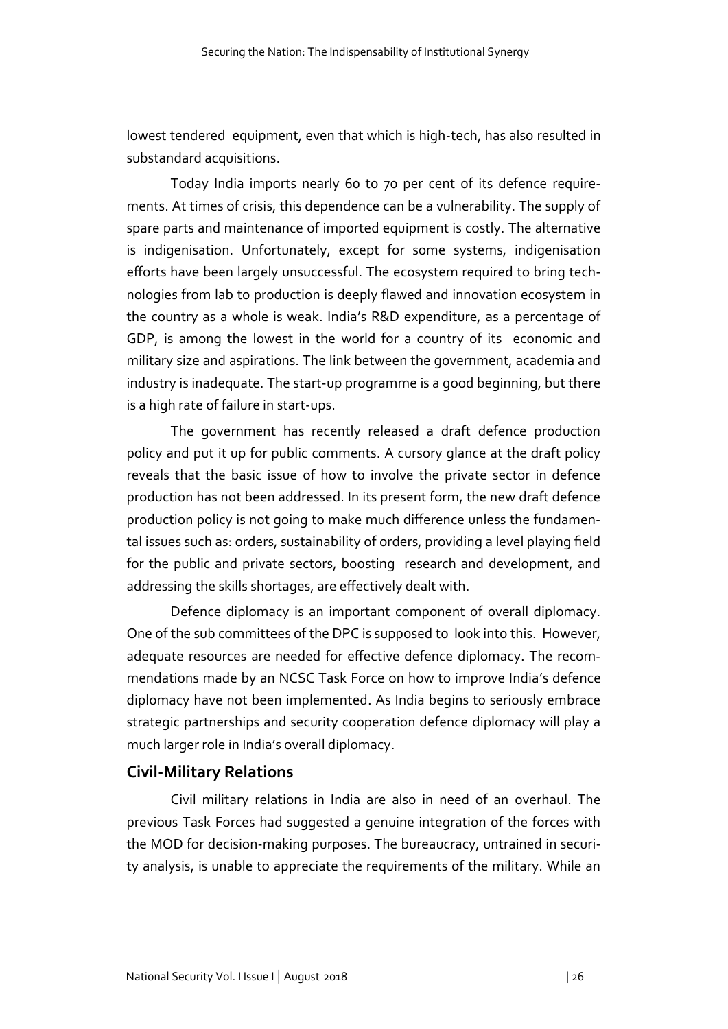lowest tendered equipment, even that which is high-tech, has also resulted in substandard acquisitions.

Today India imports nearly 60 to 70 per cent of its defence requirements. At times of crisis, this dependence can be a vulnerability. The supply of spare parts and maintenance of imported equipment is costly. The alternative is indigenisation. Unfortunately, except for some systems, indigenisation efforts have been largely unsuccessful. The ecosystem required to bring technologies from lab to production is deeply flawed and innovation ecosystem in the country as a whole is weak. India's R&D expenditure, as a percentage of GDP, is among the lowest in the world for a country of its economic and military size and aspirations. The link between the government, academia and industry is inadequate. The start-up programme is a good beginning, but there is a high rate of failure in start-ups.

The government has recently released a draft defence production policy and put it up for public comments. A cursory glance at the draft policy reveals that the basic issue of how to involve the private sector in defence production has not been addressed. In its present form, the new draft defence production policy is not going to make much difference unless the fundamental issues such as: orders, sustainability of orders, providing a level playing field for the public and private sectors, boosting research and development, and addressing the skills shortages, are effectively dealt with.

Defence diplomacy is an important component of overall diplomacy. One of the sub committees of the DPC is supposed to look into this. However, adequate resources are needed for effective defence diplomacy. The recommendations made by an NCSC Task Force on how to improve India's defence diplomacy have not been implemented. As India begins to seriously embrace strategic partnerships and security cooperation defence diplomacy will play a much larger role in India's overall diplomacy.

## Civil-Military Relations

Civil military relations in India are also in need of an overhaul. The previous Task Forces had suggested a genuine integration of the forces with the MOD for decision-making purposes. The bureaucracy, untrained in security analysis, is unable to appreciate the requirements of the military. While an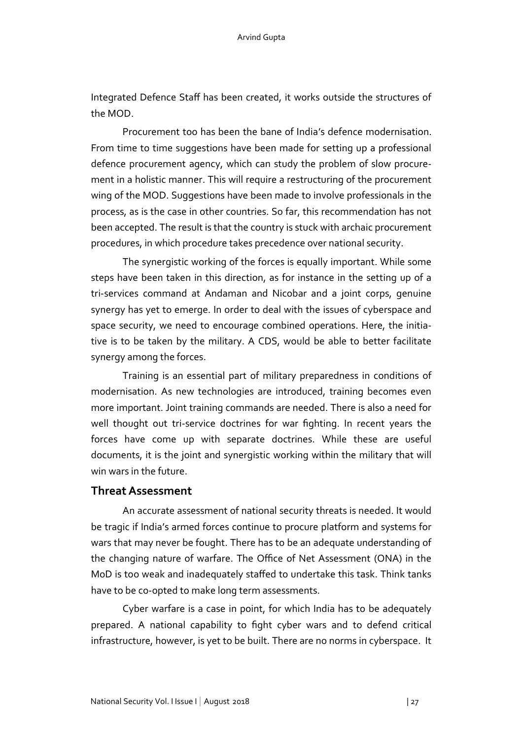Integrated Defence Staff has been created, it works outside the structures of the MOD.

Procurement too has been the bane of India's defence modernisation. From time to time suggestions have been made for setting up a professional defence procurement agency, which can study the problem of slow procurement in a holistic manner. This will require a restructuring of the procurement wing of the MOD. Suggestions have been made to involve professionals in the process, as is the case in other countries. So far, this recommendation has not been accepted. The result is that the country is stuck with archaic procurement procedures, in which procedure takes precedence over national security.

The synergistic working of the forces is equally important. While some steps have been taken in this direction, as for instance in the setting up of a tri-services command at Andaman and Nicobar and a joint corps, genuine synergy has yet to emerge. In order to deal with the issues of cyberspace and space security, we need to encourage combined operations. Here, the initiative is to be taken by the military. A CDS, would be able to better facilitate synergy among the forces.

Training is an essential part of military preparedness in conditions of modernisation. As new technologies are introduced, training becomes even more important. Joint training commands are needed. There is also a need for well thought out tri-service doctrines for war fighting. In recent years the forces have come up with separate doctrines. While these are useful documents, it is the joint and synergistic working within the military that will win wars in the future.

## Threat Assessment

An accurate assessment of national security threats is needed. It would be tragic if India's armed forces continue to procure platform and systems for wars that may never be fought. There has to be an adequate understanding of the changing nature of warfare. The Office of Net Assessment (ONA) in the MoD is too weak and inadequately staffed to undertake this task. Think tanks have to be co-opted to make long term assessments.

Cyber warfare is a case in point, for which India has to be adequately prepared. A national capability to fight cyber wars and to defend critical infrastructure, however, is yet to be built. There are no norms in cyberspace. It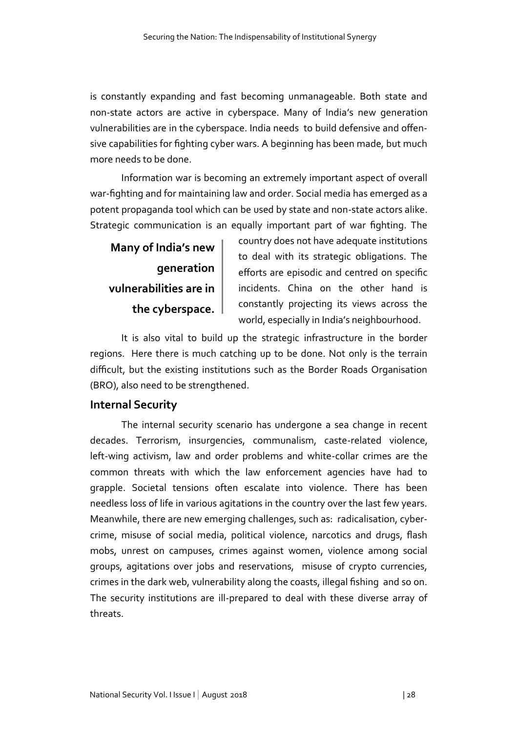is constantly expanding and fast becoming unmanageable. Both state and non-state actors are active in cyberspace. Many of India's new generation vulnerabilities are in the cyberspace. India needs to build defensive and offensive capabilities for fighting cyber wars. A beginning has been made, but much more needs to be done.

Information war is becoming an extremely important aspect of overall war-fighting and for maintaining law and order. Social media has emerged as a potent propaganda tool which can be used by state and non-state actors alike. Strategic communication is an equally important part of war fighting. The country does not have adequate institutions to deal with its strategic obligations. The efforts are episodic and centred on specific incidents. China on the other hand is constantly projecting its views across the world, especially in India's neighbourhood.

> **Many of India's new generation vulnerabilities are in the cyberspace.**

It is also vital to build up the strategic infrastructure in the border regions. Here there is much catching up to be done. Not only is the terrain difficult, but the existing institutions such as the Border Roads Organisation (BRO), also need to be strengthened.

## Internal Security

The internal security scenario has undergone a sea change in recent decades. Terrorism, insurgencies, communalism, caste-related violence, left-wing activism, law and order problems and white-collar crimes are the common threats with which the law enforcement agencies have had to grapple. Societal tensions often escalate into violence. There has been needless loss of life in various agitations in the country over the last few years. Meanwhile, there are new emerging challenges, such as: radicalisation, cyber-crime, misuse of social media, political violence, narcotics and drugs, flash mobs, unrest on campuses, crimes against women, violence among social groups, agitations over jobs and reservations, misuse of crypto currencies, crimes in the dark web, vulnerability along the coasts, illegal fishing and so on. The security institutions are ill-prepared to deal with these diverse array of threats.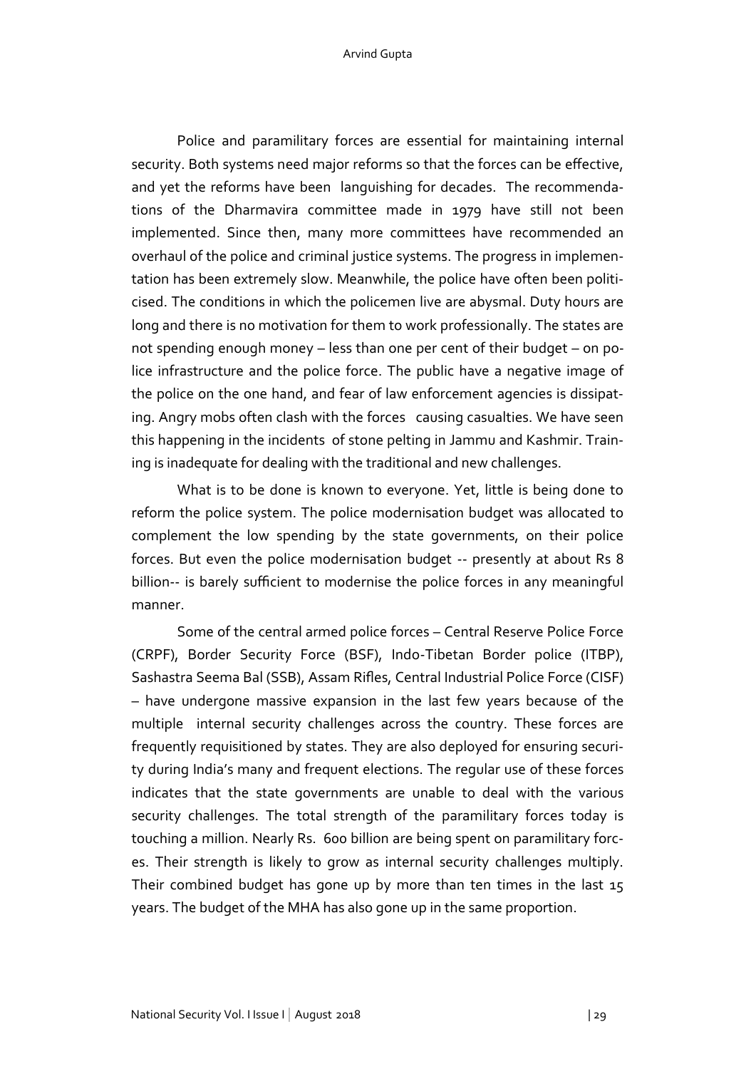Police and paramilitary forces are essential for maintaining internal security. Both systems need major reforms so that the forces can be effective, and yet the reforms have been languishing for decades. The recommendations of the Dharmavira committee made in 1979 have still not been implemented. Since then, many more committees have recommended an overhaul of the police and criminal justice systems. The progress in implementation has been extremely slow. Meanwhile, the police have often been politicised. The conditions in which the policemen live are abysmal. Duty hours are long and there is no motivation for them to work professionally. The states are not spending enough money – less than one per cent of their budget – on police infrastructure and the police force. The public have a negative image of the police on the one hand, and fear of law enforcement agencies is dissipating. Angry mobs often clash with the forces causing casualties. We have seen this happening in the incidents of stone pelting in Jammu and Kashmir. Training is inadequate for dealing with the traditional and new challenges.

What is to be done is known to everyone. Yet, little is being done to reform the police system. The police modernisation budget was allocated to complement the low spending by the state governments, on their police forces. But even the police modernisation budget -- presently at about Rs 8 billion-- is barely sufficient to modernise the police forces in any meaningful manner.

Some of the central armed police forces – Central Reserve Police Force (CRPF), Border Security Force (BSF), Indo-Tibetan Border police (ITBP), Sashastra Seema Bal (SSB), Assam Rifles, Central Industrial Police Force (CISF) – have undergone massive expansion in the last few years because of the multiple internal security challenges across the country. These forces are frequently requisitioned by states. They are also deployed for ensuring security during India's many and frequent elections. The regular use of these forces indicates that the state governments are unable to deal with the various security challenges. The total strength of the paramilitary forces today is touching a million. Nearly Rs. 600 billion are being spent on paramilitary forces. Their strength is likely to grow as internal security challenges multiply. Their combined budget has gone up by more than ten times in the last 15 years. The budget of the MHA has also gone up in the same proportion.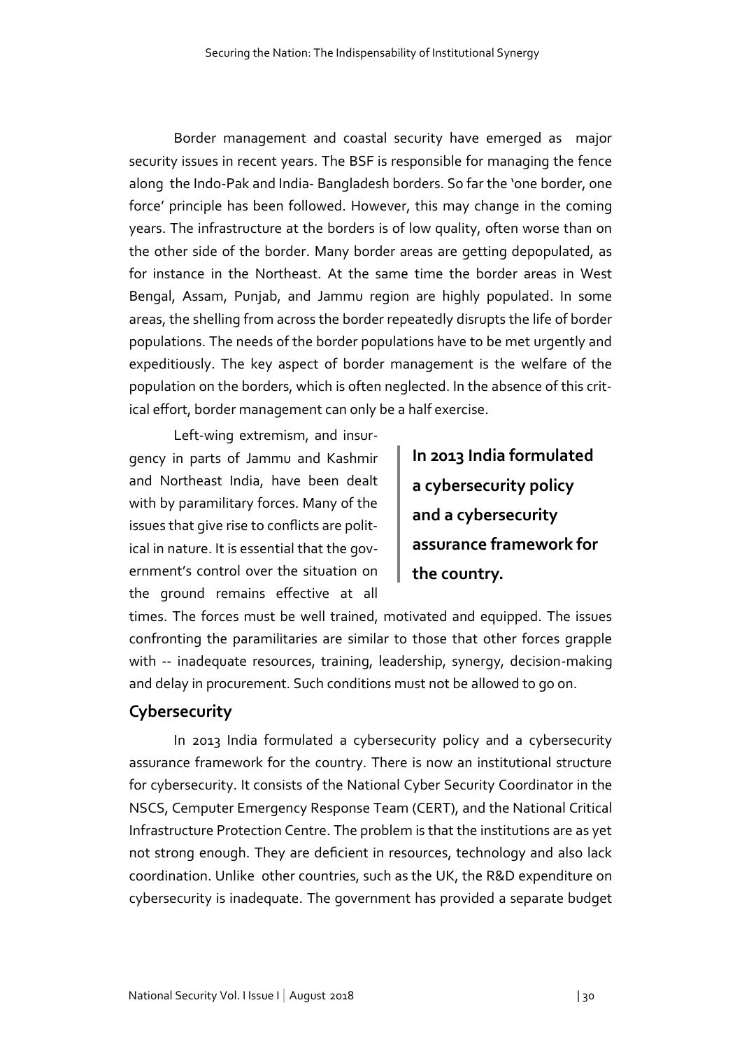Border management and coastal security have emerged as major security issues in recent years. The BSF is responsible for managing the fence along the Indo-Pak and India- Bangladesh borders. So far the 'one border, one force' principle has been followed. However, this may change in the coming years. The infrastructure at the borders is of low quality, often worse than on the other side of the border. Many border areas are getting depopulated, as for instance in the Northeast. At the same time the border areas in West Bengal, Assam, Punjab, and Jammu region are highly populated. In some areas, the shelling from across the border repeatedly disrupts the life of border populations. The needs of the border populations have to be met urgently and expeditiously. The key aspect of border management is the welfare of the population on the borders, which is often neglected. In the absence of this critical effort, border management can only be a half exercise.

Left-wing extremism, and insurgency in parts of Jammu and Kashmir and Northeast India, have been dealt with by paramilitary forces. Many of the issues that give rise to conflicts are political in nature. It is essential that the government's control over the situation on the ground remains effective at all times. The forces must be well trained, motivated and equipped. The issues confronting the paramilitaries are similar to those that other forces grapple with -- inadequate resources, training, leadership, synergy, decision-making and delay in procurement. Such conditions must not be allowed to go on.

> **In 2013 India formulated a cybersecurity policy and a cybersecurity assurance framework for the country.**

## Cybersecurity

In 2013 India formulated a cybersecurity policy and a cybersecurity assurance framework for the country. There is now an institutional structure for cybersecurity. It consists of the National Cyber Security Coordinator in the NSCS, Computer Emergency Response Team (CERT), and the National Critical Infrastructure Protection Centre. The problem is that the institutions are as yet not strong enough. They are deficient in resources, technology and also lack coordination. Unlike other countries, such as the UK, the R&D expenditure on cybersecurity is inadequate. The government has provided a separate budget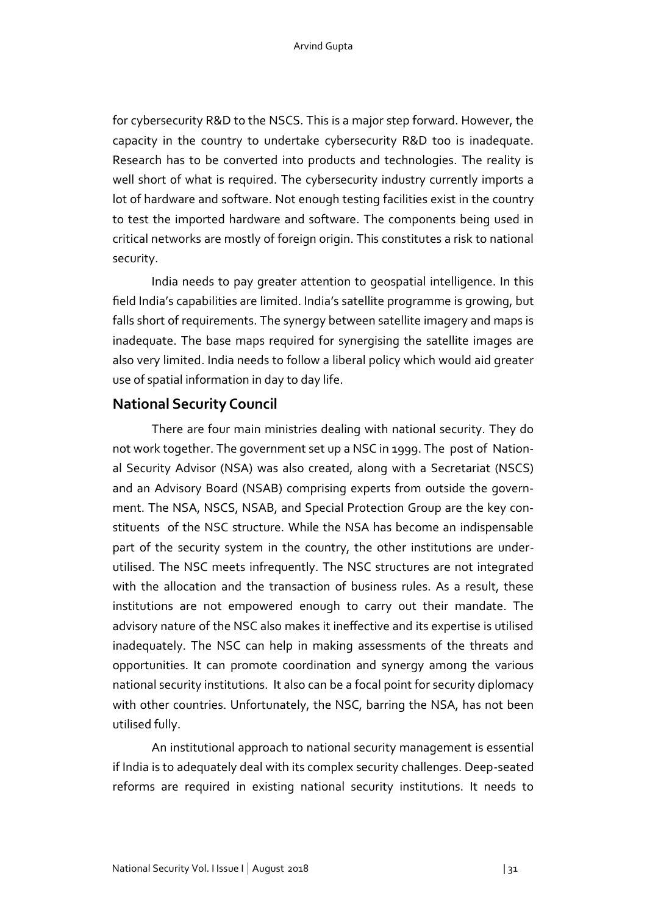for cybersecurity R&D to the NSCS. This is a major step forward. However, the capacity in the country to undertake cybersecurity R&D too is inadequate. Research has to be converted into products and technologies. The reality is well short of what is required. The cybersecurity industry currently imports a lot of hardware and software. Not enough testing facilities exist in the country to test the imported hardware and software. The components being used in critical networks are mostly of foreign origin. This constitutes a risk to national security.

India needs to pay greater attention to geospatial intelligence. In this field India's capabilities are limited. India's satellite programme is growing, but falls short of requirements. The synergy between satellite imagery and maps is inadequate. The base maps required for synergising the satellite images are also very limited. India needs to follow a liberal policy which would aid greater use of spatial information in day to day life.

## National Security Council

There are four main ministries dealing with national security. They do not work together. The government set up a NSC in 1999. The post of National Security Advisor (NSA) was also created, along with a Secretariat (NSCS) and an Advisory Board (NSAB) comprising experts from outside the government. The NSA, NSCS, NSAB, and Special Protection Group are the key constituents of the NSC structure. While the NSA has become an indispensable part of the security system in the country, the other institutions are underutilised. The NSC meets infrequently. The NSC structures are not integrated with the allocation and the transaction of business rules. As a result, these institutions are not empowered enough to carry out their mandate. The advisory nature of the NSC also makes it ineffective and its expertise is utilised inadequately. The NSC can help in making assessments of the threats and opportunities. It can promote coordination and synergy among the various national security institutions. It also can be a focal point for security diplomacy with other countries. Unfortunately, the NSC, barring the NSA, has not been utilised fully.

An institutional approach to national security management is essential if India is to adequately deal with its complex security challenges. Deep-seated reforms are required in existing national security institutions. It needs to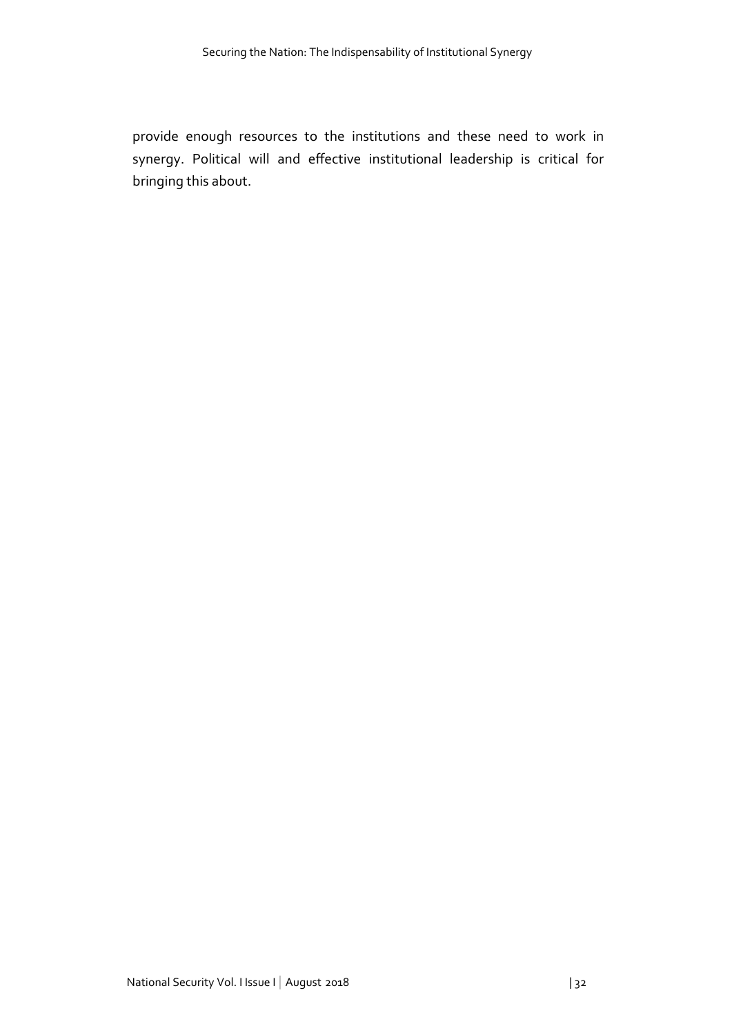provide enough resources to the institutions and these need to work in synergy. Political will and effective institutional leadership is critical for bringing this about.